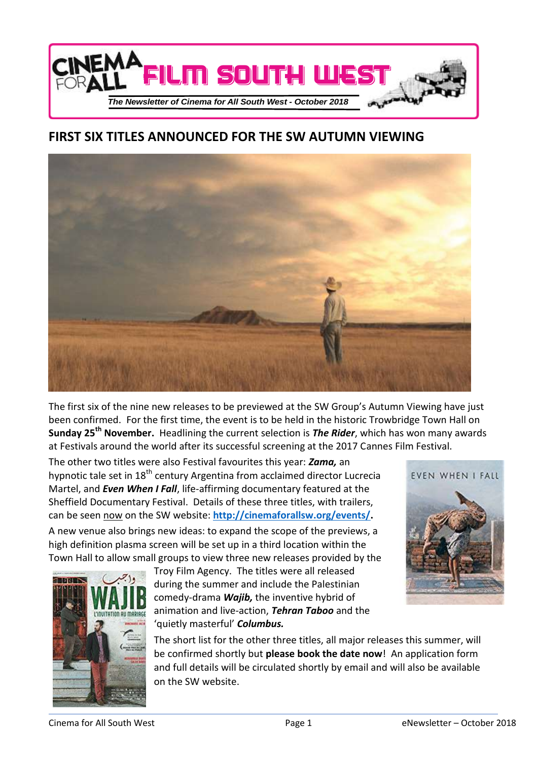# CINEMA FOR ALL FILM SOUTH WEST

*The Newsletter of Cinema for All South West - October 2018*

## FIRST SIX TITLES ANNOUNCED FOR THE SW AUTUMN VIEWING

The first six of the nine new releases to be previewed at the SW Group's Autumn Viewing have just been confirmed. For the first time, the event is to be held in the historic Trowbridge Town Hall on **Sunday 25th November.** Headlining the current selection is ***The Rider***, which has won many awards at Festivals around the world after its successful screening at the 2017 Cannes Film Festival.

The other two titles were also Festival favourites this year: ***Zama,*** an hypnotic tale set in 18th century Argentina from acclaimed director Lucrecia Martel, and ***Even When I Fall***, life-affirming documentary featured at the Sheffield Documentary Festival. Details of these three titles, with trailers, can be seen now on the SW website: **http://cinemaforallsw.org/events/.**

A new venue also brings new ideas: to expand the scope of the previews, a high definition plasma screen will be set up in a third location within the Town Hall to allow small groups to view three new releases provided by the Troy Film Agency. The titles were all released during the summer and include the Palestinian comedy-drama ***Wajib,*** the inventive hybrid of animation and live-action, ***Tehran Taboo*** and the 'quietly masterful' ***Columbus.***

The short list for the other three titles, all major releases this summer, will be confirmed shortly but **please book the date now**! An application form and full details will be circulated shortly by email and will also be available on the SW website.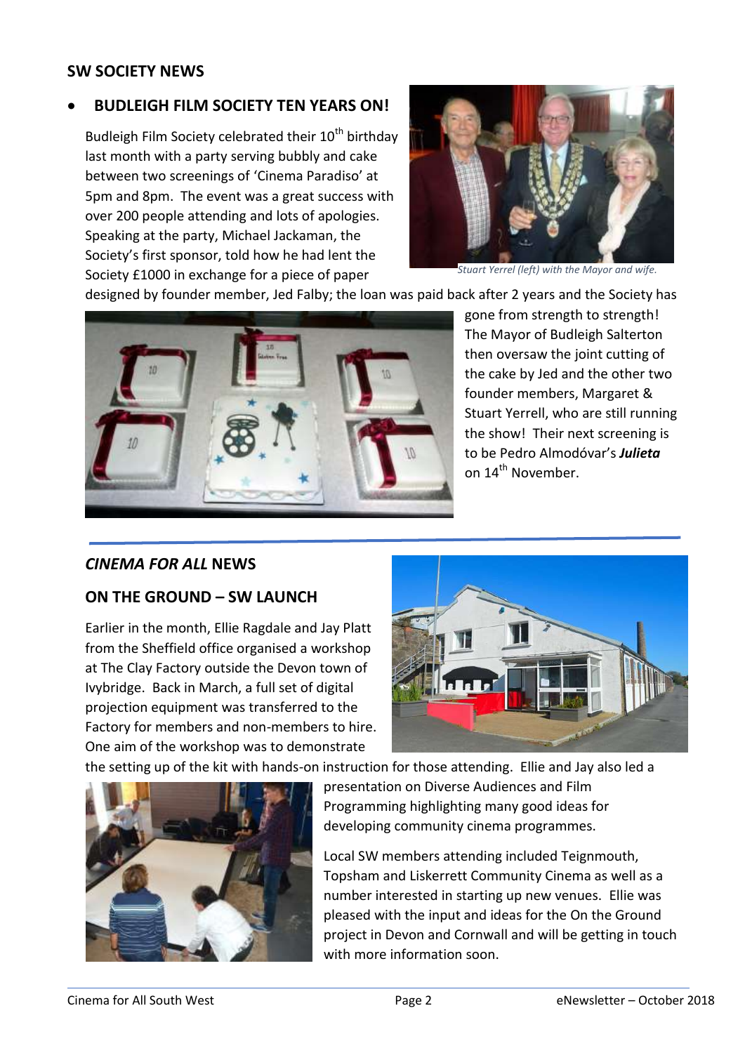## SW SOCIETY NEWS

- **BUDLEIGH FILM SOCIETY TEN YEARS ON!**

Budleigh Film Society celebrated their 10th birthday last month with a party serving bubbly and cake between two screenings of 'Cinema Paradiso' at 5pm and 8pm. The event was a great success with over 200 people attending and lots of apologies. Speaking at the party, Michael Jackaman, the Society's first sponsor, told how he had lent the Society £1000 in exchange for a piece of paper designed by founder member, Jed Falby; the loan was paid back after 2 years and the Society has gone from strength to strength! The Mayor of Budleigh Salterton then oversaw the joint cutting of the cake by Jed and the other two founder members, Margaret & Stuart Yerrell, who are still running the show! Their next screening is to be Pedro Almodóvar's ***Julieta*** on 14th November.

*Stuart Yerrel (left) with the Mayor and wife.*

## *CINEMA FOR ALL* NEWS

### ON THE GROUND – SW LAUNCH

Earlier in the month, Ellie Ragdale and Jay Platt from the Sheffield office organised a workshop at The Clay Factory outside the Devon town of Ivybridge. Back in March, a full set of digital projection equipment was transferred to the Factory for members and non-members to hire. One aim of the workshop was to demonstrate the setting up of the kit with hands-on instruction for those attending. Ellie and Jay also led a presentation on Diverse Audiences and Film Programming highlighting many good ideas for developing community cinema programmes.

Local SW members attending included Teignmouth, Topsham and Liskerrett Community Cinema as well as a number interested in starting up new venues. Ellie was pleased with the input and ideas for the On the Ground project in Devon and Cornwall and will be getting in touch with more information soon.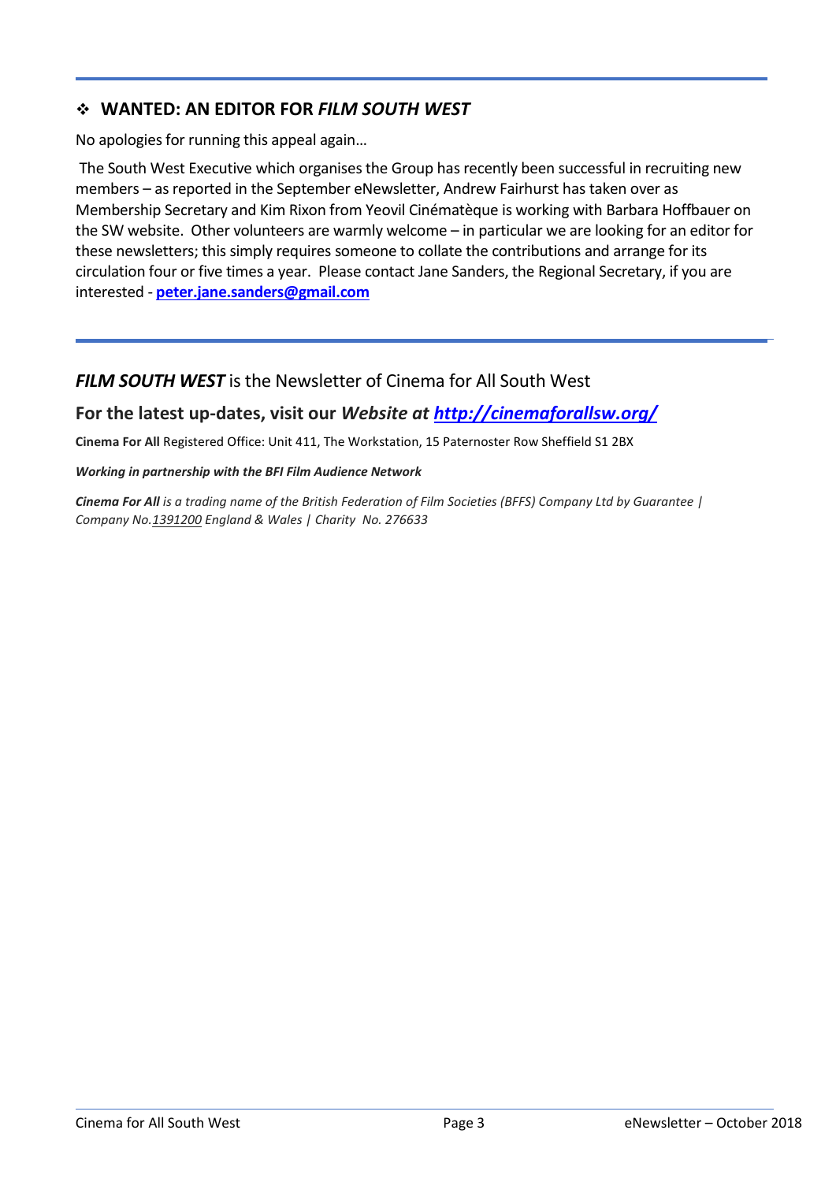## ❖ WANTED: AN EDITOR FOR *FILM SOUTH WEST*

No apologies for running this appeal again…

The South West Executive which organises the Group has recently been successful in recruiting new members – as reported in the September eNewsletter, Andrew Fairhurst has taken over as Membership Secretary and Kim Rixon from Yeovil Cinémateque is working with Barbara Hoffbauer on the SW website. Other volunteers are warmly welcome – in particular we are looking for an editor for these newsletters; this simply requires someone to collate the contributions and arrange for its circulation four or five times a year. Please contact Jane Sanders, the Regional Secretary, if you are interested - **peter.jane.sanders@gmail.com**

---

***FILM SOUTH WEST*** is the Newsletter of Cinema for All South West

**For the latest up-dates, visit our *Website at http://cinemaforallsw.org/***

**Cinema For All** Registered Office: Unit 411, The Workstation, 15 Paternoster Row Sheffield S1 2BX

***Working in partnership with the BFI Film Audience Network***

***Cinema For All*** *is a trading name of the British Federation of Film Societies (BFFS) Company Ltd by Guarantee | Company No.1391200 England & Wales | Charity No. 276633*